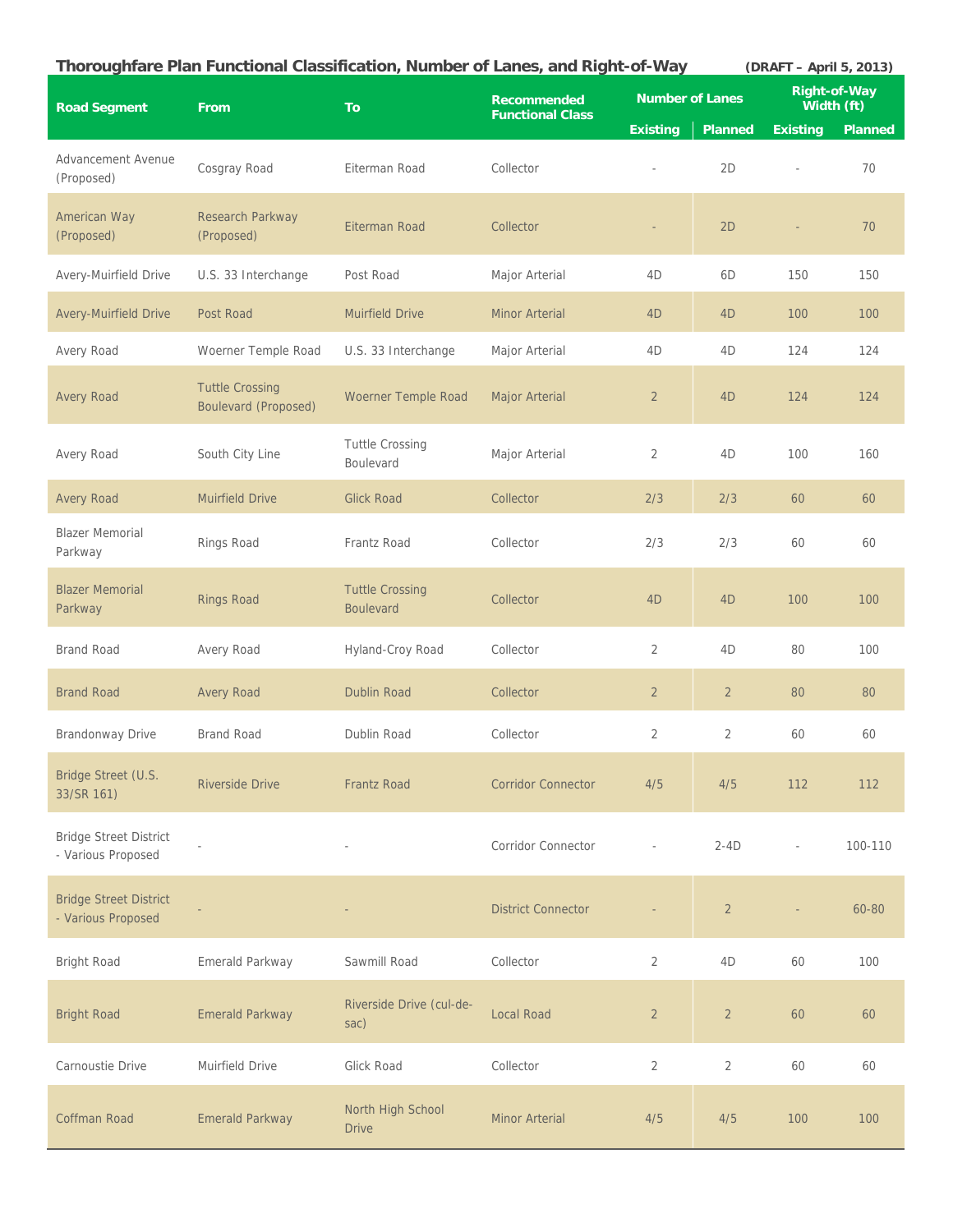## Thoroughfare Plan Functional Classification, Number of Lanes, and Right-of-Way (DRAFT – April 5, 2013)

| Road Segment | From | To | Recommended Functional Class | Number of Lanes | | Right-of-Way Width (ft) | |
|---|---|---|---|---|---|---|---|
| | | | | Existing | Planned | Existing | Planned |
| Advancement Avenue (Proposed) | Cosgray Road | Eiterman Road | Collector | - | 2D | - | 70 |
| American Way (Proposed) | Research Parkway (Proposed) | Eiterman Road | Collector | - | 2D | - | 70 |
| Avery-Muirfield Drive | U.S. 33 Interchange | Post Road | Major Arterial | 4D | 6D | 150 | 150 |
| Avery-Muirfield Drive | Post Road | Muirfield Drive | Minor Arterial | 4D | 4D | 100 | 100 |
| Avery Road | Woerner Temple Road | U.S. 33 Interchange | Major Arterial | 4D | 4D | 124 | 124 |
| Avery Road | Tuttle Crossing Boulevard (Proposed) | Woerner Temple Road | Major Arterial | 2 | 4D | 124 | 124 |
| Avery Road | South City Line | Tuttle Crossing Boulevard | Major Arterial | 2 | 4D | 100 | 160 |
| Avery Road | Muirfield Drive | Glick Road | Collector | 2/3 | 2/3 | 60 | 60 |
| Blazer Memorial Parkway | Rings Road | Frantz Road | Collector | 2/3 | 2/3 | 60 | 60 |
| Blazer Memorial Parkway | Rings Road | Tuttle Crossing Boulevard | Collector | 4D | 4D | 100 | 100 |
| Brand Road | Avery Road | Hyland-Croy Road | Collector | 2 | 4D | 80 | 100 |
| Brand Road | Avery Road | Dublin Road | Collector | 2 | 2 | 80 | 80 |
| Brandonway Drive | Brand Road | Dublin Road | Collector | 2 | 2 | 60 | 60 |
| Bridge Street (U.S. 33/SR 161) | Riverside Drive | Frantz Road | Corridor Connector | 4/5 | 4/5 | 112 | 112 |
| Bridge Street District - Various Proposed | - | - | Corridor Connector | - | 2-4D | - | 100-110 |
| Bridge Street District - Various Proposed | - | - | District Connector | - | 2 | - | 60-80 |
| Bright Road | Emerald Parkway | Sawmill Road | Collector | 2 | 4D | 60 | 100 |
| Bright Road | Emerald Parkway | Riverside Drive (cul-de-sac) | Local Road | 2 | 2 | 60 | 60 |
| Carnoustie Drive | Muirfield Drive | Glick Road | Collector | 2 | 2 | 60 | 60 |
| Coffman Road | Emerald Parkway | North High School Drive | Minor Arterial | 4/5 | 4/5 | 100 | 100 |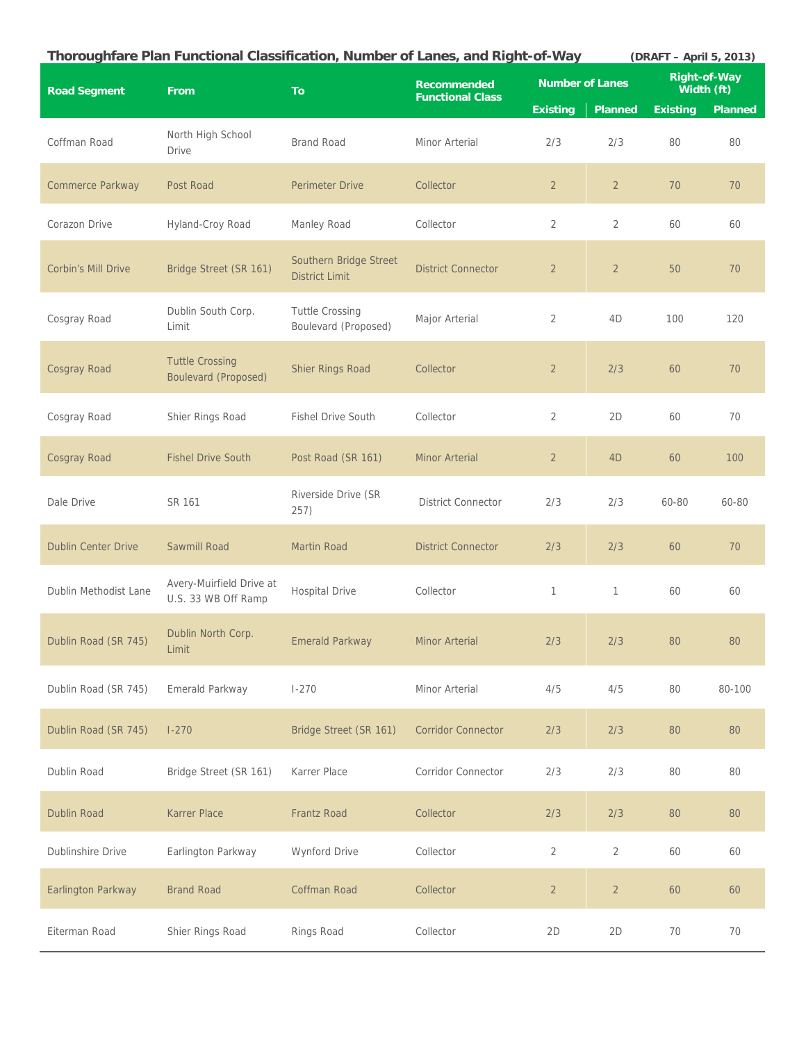## Thoroughfare Plan Functional Classification, Number of Lanes, and Right-of-Way (DRAFT – April 5, 2013)

| Road Segment | From | To | Recommended Functional Class | Number of Lanes | | Right-of-Way Width (ft) | |
|---|---|---|---|---|---|---|---|
| | | | | Existing | Planned | Existing | Planned |
| Coffman Road | North High School Drive | Brand Road | Minor Arterial | 2/3 | 2/3 | 80 | 80 |
| Commerce Parkway | Post Road | Perimeter Drive | Collector | 2 | 2 | 70 | 70 |
| Corazon Drive | Hyland-Croy Road | Manley Road | Collector | 2 | 2 | 60 | 60 |
| Corbin's Mill Drive | Bridge Street (SR 161) | Southern Bridge Street District Limit | District Connector | 2 | 2 | 50 | 70 |
| Cosgray Road | Dublin South Corp. Limit | Tuttle Crossing Boulevard (Proposed) | Major Arterial | 2 | 4D | 100 | 120 |
| Cosgray Road | Tuttle Crossing Boulevard (Proposed) | Shier Rings Road | Collector | 2 | 2/3 | 60 | 70 |
| Cosgray Road | Shier Rings Road | Fishel Drive South | Collector | 2 | 2D | 60 | 70 |
| Cosgray Road | Fishel Drive South | Post Road (SR 161) | Minor Arterial | 2 | 4D | 60 | 100 |
| Dale Drive | SR 161 | Riverside Drive (SR 257) | District Connector | 2/3 | 2/3 | 60-80 | 60-80 |
| Dublin Center Drive | Sawmill Road | Martin Road | District Connector | 2/3 | 2/3 | 60 | 70 |
| Dublin Methodist Lane | Avery-Muirfield Drive at U.S. 33 WB Off Ramp | Hospital Drive | Collector | 1 | 1 | 60 | 60 |
| Dublin Road (SR 745) | Dublin North Corp. Limit | Emerald Parkway | Minor Arterial | 2/3 | 2/3 | 80 | 80 |
| Dublin Road (SR 745) | Emerald Parkway | I-270 | Minor Arterial | 4/5 | 4/5 | 80 | 80-100 |
| Dublin Road (SR 745) | I-270 | Bridge Street (SR 161) | Corridor Connector | 2/3 | 2/3 | 80 | 80 |
| Dublin Road | Bridge Street (SR 161) | Karrer Place | Corridor Connector | 2/3 | 2/3 | 80 | 80 |
| Dublin Road | Karrer Place | Frantz Road | Collector | 2/3 | 2/3 | 80 | 80 |
| Dublinshire Drive | Earlington Parkway | Wynford Drive | Collector | 2 | 2 | 60 | 60 |
| Earlington Parkway | Brand Road | Coffman Road | Collector | 2 | 2 | 60 | 60 |
| Eiterman Road | Shier Rings Road | Rings Road | Collector | 2D | 2D | 70 | 70 |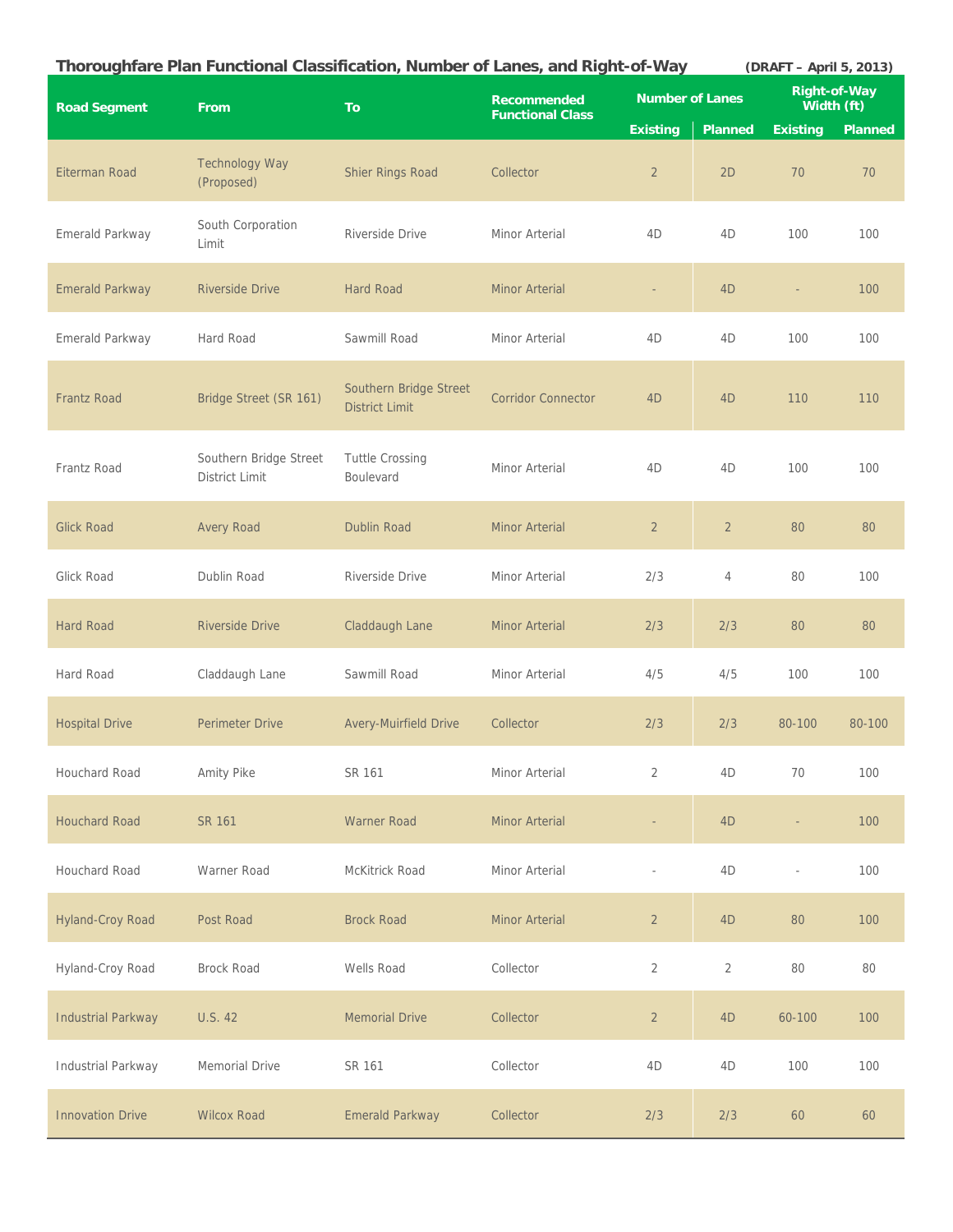**Thoroughfare Plan Functional Classification, Number of Lanes, and Right-of-Way** **(DRAFT – April 5, 2013)**

| Road Segment | From | To | Recommended Functional Class | Number of Lanes | | Right-of-Way Width (ft) | |
|---|---|---|---|---|---|---|---|
| | | | | Existing | Planned | Existing | Planned |
| Eiterman Road | Technology Way (Proposed) | Shier Rings Road | Collector | 2 | 2D | 70 | 70 |
| Emerald Parkway | South Corporation Limit | Riverside Drive | Minor Arterial | 4D | 4D | 100 | 100 |
| Emerald Parkway | Riverside Drive | Hard Road | Minor Arterial | - | 4D | - | 100 |
| Emerald Parkway | Hard Road | Sawmill Road | Minor Arterial | 4D | 4D | 100 | 100 |
| Frantz Road | Bridge Street (SR 161) | Southern Bridge Street District Limit | Corridor Connector | 4D | 4D | 110 | 110 |
| Frantz Road | Southern Bridge Street District Limit | Tuttle Crossing Boulevard | Minor Arterial | 4D | 4D | 100 | 100 |
| Glick Road | Avery Road | Dublin Road | Minor Arterial | 2 | 2 | 80 | 80 |
| Glick Road | Dublin Road | Riverside Drive | Minor Arterial | 2/3 | 4 | 80 | 100 |
| Hard Road | Riverside Drive | Claddaugh Lane | Minor Arterial | 2/3 | 2/3 | 80 | 80 |
| Hard Road | Claddaugh Lane | Sawmill Road | Minor Arterial | 4/5 | 4/5 | 100 | 100 |
| Hospital Drive | Perimeter Drive | Avery-Muirfield Drive | Collector | 2/3 | 2/3 | 80-100 | 80-100 |
| Houchard Road | Amity Pike | SR 161 | Minor Arterial | 2 | 4D | 70 | 100 |
| Houchard Road | SR 161 | Warner Road | Minor Arterial | - | 4D | - | 100 |
| Houchard Road | Warner Road | McKitrick Road | Minor Arterial | - | 4D | - | 100 |
| Hyland-Croy Road | Post Road | Brock Road | Minor Arterial | 2 | 4D | 80 | 100 |
| Hyland-Croy Road | Brock Road | Wells Road | Collector | 2 | 2 | 80 | 80 |
| Industrial Parkway | U.S. 42 | Memorial Drive | Collector | 2 | 4D | 60-100 | 100 |
| Industrial Parkway | Memorial Drive | SR 161 | Collector | 4D | 4D | 100 | 100 |
| Innovation Drive | Wilcox Road | Emerald Parkway | Collector | 2/3 | 2/3 | 60 | 60 |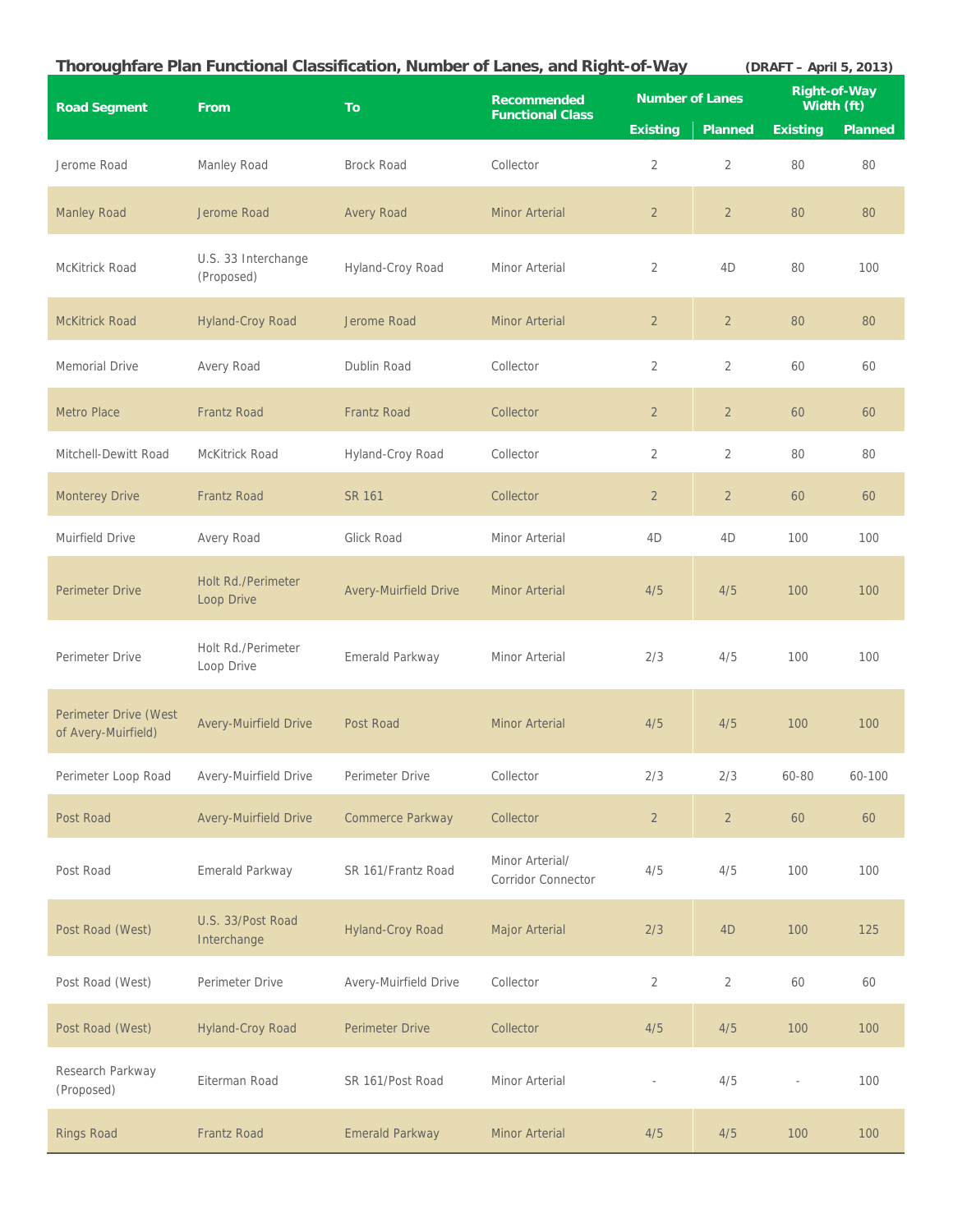**Thoroughfare Plan Functional Classification, Number of Lanes, and Right-of-Way** **(DRAFT – April 5, 2013)**

| Road Segment | From | To | Recommended Functional Class | Number of Lanes | | Right-of-Way Width (ft) | |
|---|---|---|---|---|---|---|---|
| | | | | Existing | Planned | Existing | Planned |
| Jerome Road | Manley Road | Brock Road | Collector | 2 | 2 | 80 | 80 |
| Manley Road | Jerome Road | Avery Road | Minor Arterial | 2 | 2 | 80 | 80 |
| McKitrick Road | U.S. 33 Interchange (Proposed) | Hyland-Croy Road | Minor Arterial | 2 | 4D | 80 | 100 |
| McKitrick Road | Hyland-Croy Road | Jerome Road | Minor Arterial | 2 | 2 | 80 | 80 |
| Memorial Drive | Avery Road | Dublin Road | Collector | 2 | 2 | 60 | 60 |
| Metro Place | Frantz Road | Frantz Road | Collector | 2 | 2 | 60 | 60 |
| Mitchell-Dewitt Road | McKitrick Road | Hyland-Croy Road | Collector | 2 | 2 | 80 | 80 |
| Monterey Drive | Frantz Road | SR 161 | Collector | 2 | 2 | 60 | 60 |
| Muirfield Drive | Avery Road | Glick Road | Minor Arterial | 4D | 4D | 100 | 100 |
| Perimeter Drive | Holt Rd./Perimeter Loop Drive | Avery-Muirfield Drive | Minor Arterial | 4/5 | 4/5 | 100 | 100 |
| Perimeter Drive | Holt Rd./Perimeter Loop Drive | Emerald Parkway | Minor Arterial | 2/3 | 4/5 | 100 | 100 |
| Perimeter Drive (West of Avery-Muirfield) | Avery-Muirfield Drive | Post Road | Minor Arterial | 4/5 | 4/5 | 100 | 100 |
| Perimeter Loop Road | Avery-Muirfield Drive | Perimeter Drive | Collector | 2/3 | 2/3 | 60-80 | 60-100 |
| Post Road | Avery-Muirfield Drive | Commerce Parkway | Collector | 2 | 2 | 60 | 60 |
| Post Road | Emerald Parkway | SR 161/Frantz Road | Minor Arterial/ Corridor Connector | 4/5 | 4/5 | 100 | 100 |
| Post Road (West) | U.S. 33/Post Road Interchange | Hyland-Croy Road | Major Arterial | 2/3 | 4D | 100 | 125 |
| Post Road (West) | Perimeter Drive | Avery-Muirfield Drive | Collector | 2 | 2 | 60 | 60 |
| Post Road (West) | Hyland-Croy Road | Perimeter Drive | Collector | 4/5 | 4/5 | 100 | 100 |
| Research Parkway (Proposed) | Eiterman Road | SR 161/Post Road | Minor Arterial | - | 4/5 | - | 100 |
| Rings Road | Frantz Road | Emerald Parkway | Minor Arterial | 4/5 | 4/5 | 100 | 100 |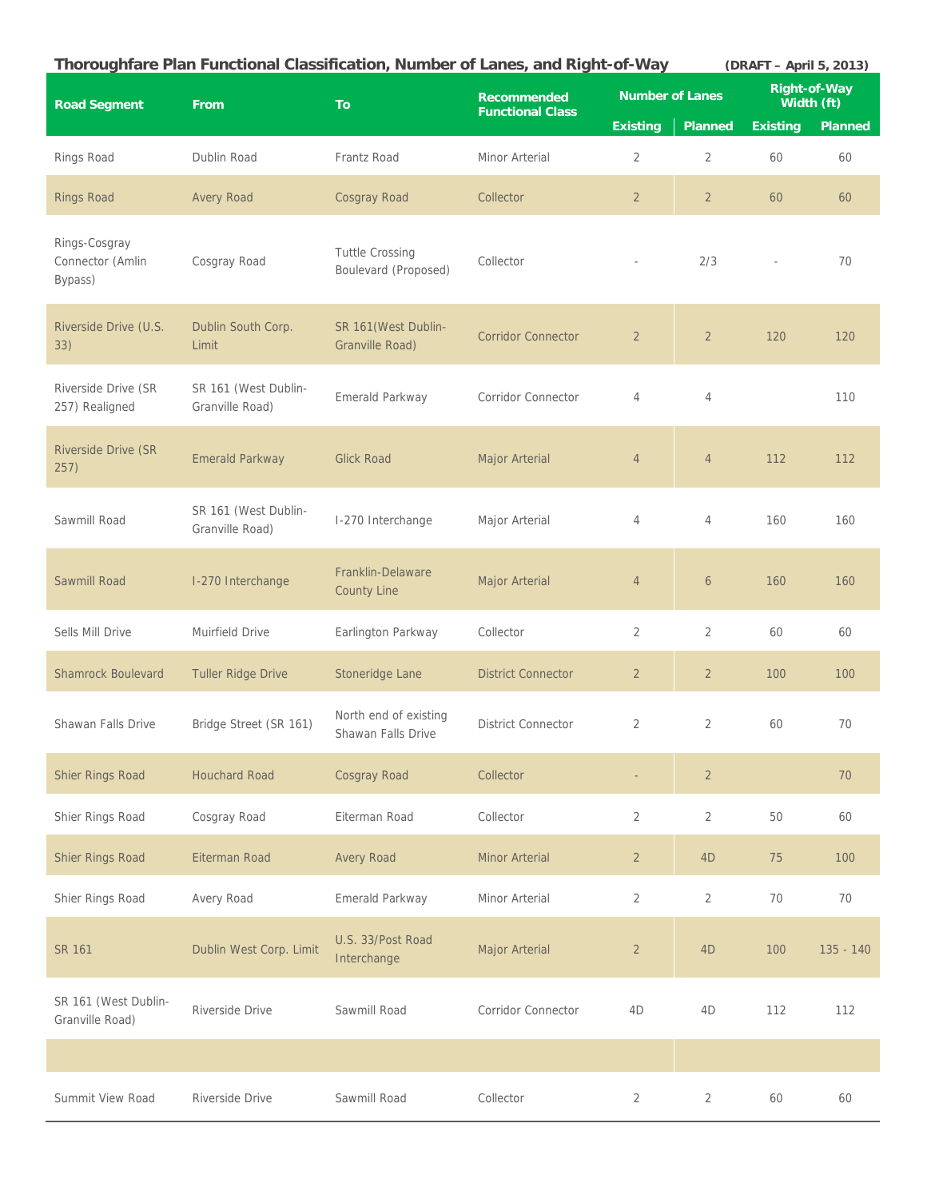## Thoroughfare Plan Functional Classification, Number of Lanes, and Right-of-Way

(DRAFT – April 5, 2013)

| Road Segment | From | To | Recommended Functional Class | Number of Lanes | | Right-of-Way Width (ft) | |
|---|---|---|---|---|---|---|---|
| | | | | Existing | Planned | Existing | Planned |
| Rings Road | Dublin Road | Frantz Road | Minor Arterial | 2 | 2 | 60 | 60 |
| Rings Road | Avery Road | Cosgray Road | Collector | 2 | 2 | 60 | 60 |
| Rings-Cosgray Connector (Amlin Bypass) | Cosgray Road | Tuttle Crossing Boulevard (Proposed) | Collector | - | 2/3 | - | 70 |
| Riverside Drive (U.S. 33) | Dublin South Corp. Limit | SR 161(West Dublin-Granville Road) | Corridor Connector | 2 | 2 | 120 | 120 |
| Riverside Drive (SR 257) Realigned | SR 161 (West Dublin-Granville Road) | Emerald Parkway | Corridor Connector | 4 | 4 | | 110 |
| Riverside Drive (SR 257) | Emerald Parkway | Glick Road | Major Arterial | 4 | 4 | 112 | 112 |
| Sawmill Road | SR 161 (West Dublin-Granville Road) | I-270 Interchange | Major Arterial | 4 | 4 | 160 | 160 |
| Sawmill Road | I-270 Interchange | Franklin-Delaware County Line | Major Arterial | 4 | 6 | 160 | 160 |
| Sells Mill Drive | Muirfield Drive | Earlington Parkway | Collector | 2 | 2 | 60 | 60 |
| Shamrock Boulevard | Tuller Ridge Drive | Stoneridge Lane | District Connector | 2 | 2 | 100 | 100 |
| Shawan Falls Drive | Bridge Street (SR 161) | North end of existing Shawan Falls Drive | District Connector | 2 | 2 | 60 | 70 |
| Shier Rings Road | Houchard Road | Cosgray Road | Collector | - | 2 | | 70 |
| Shier Rings Road | Cosgray Road | Eiterman Road | Collector | 2 | 2 | 50 | 60 |
| Shier Rings Road | Eiterman Road | Avery Road | Minor Arterial | 2 | 4D | 75 | 100 |
| Shier Rings Road | Avery Road | Emerald Parkway | Minor Arterial | 2 | 2 | 70 | 70 |
| SR 161 | Dublin West Corp. Limit | U.S. 33/Post Road Interchange | Major Arterial | 2 | 4D | 100 | 135 - 140 |
| SR 161 (West Dublin-Granville Road) | Riverside Drive | Sawmill Road | Corridor Connector | 4D | 4D | 112 | 112 |
| | | | | | | | |
| Summit View Road | Riverside Drive | Sawmill Road | Collector | 2 | 2 | 60 | 60 |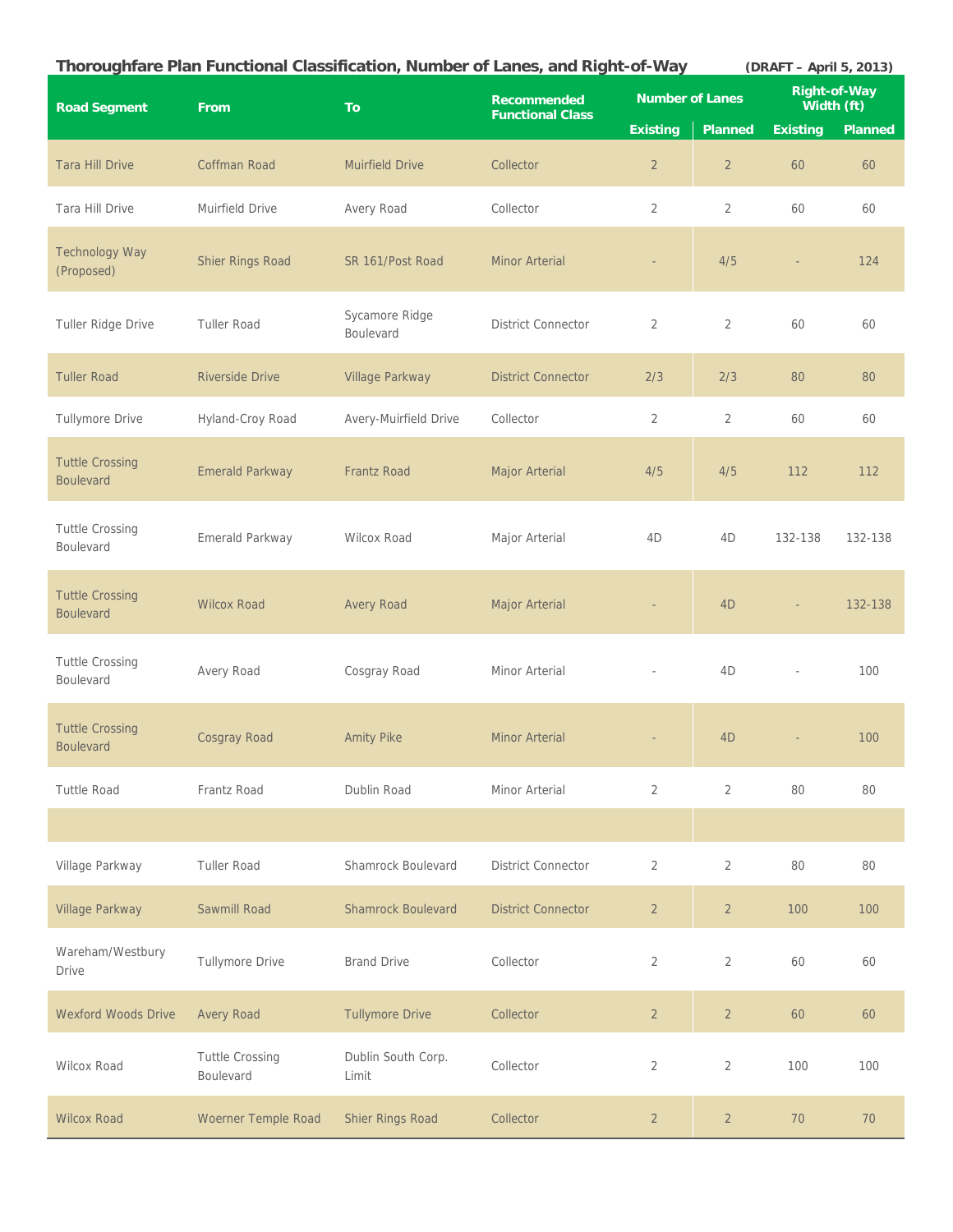**Thoroughfare Plan Functional Classification, Number of Lanes, and Right-of-Way** **(DRAFT – April 5, 2013)**

| Road Segment | From | To | Recommended Functional Class | Number of Lanes | | Right-of-Way Width (ft) | |
|---|---|---|---|---|---|---|---|
| | | | | Existing | Planned | Existing | Planned |
| Tara Hill Drive | Coffman Road | Muirfield Drive | Collector | 2 | 2 | 60 | 60 |
| Tara Hill Drive | Muirfield Drive | Avery Road | Collector | 2 | 2 | 60 | 60 |
| Technology Way (Proposed) | Shier Rings Road | SR 161/Post Road | Minor Arterial | - | 4/5 | - | 124 |
| Tuller Ridge Drive | Tuller Road | Sycamore Ridge Boulevard | District Connector | 2 | 2 | 60 | 60 |
| Tuller Road | Riverside Drive | Village Parkway | District Connector | 2/3 | 2/3 | 80 | 80 |
| Tullymore Drive | Hyland-Croy Road | Avery-Muirfield Drive | Collector | 2 | 2 | 60 | 60 |
| Tuttle Crossing Boulevard | Emerald Parkway | Frantz Road | Major Arterial | 4/5 | 4/5 | 112 | 112 |
| Tuttle Crossing Boulevard | Emerald Parkway | Wilcox Road | Major Arterial | 4D | 4D | 132-138 | 132-138 |
| Tuttle Crossing Boulevard | Wilcox Road | Avery Road | Major Arterial | - | 4D | - | 132-138 |
| Tuttle Crossing Boulevard | Avery Road | Cosgray Road | Minor Arterial | - | 4D | - | 100 |
| Tuttle Crossing Boulevard | Cosgray Road | Amity Pike | Minor Arterial | - | 4D | - | 100 |
| Tuttle Road | Frantz Road | Dublin Road | Minor Arterial | 2 | 2 | 80 | 80 |
| | | | | | | | |
| Village Parkway | Tuller Road | Shamrock Boulevard | District Connector | 2 | 2 | 80 | 80 |
| Village Parkway | Sawmill Road | Shamrock Boulevard | District Connector | 2 | 2 | 100 | 100 |
| Wareham/Westbury Drive | Tullymore Drive | Brand Drive | Collector | 2 | 2 | 60 | 60 |
| Wexford Woods Drive | Avery Road | Tullymore Drive | Collector | 2 | 2 | 60 | 60 |
| Wilcox Road | Tuttle Crossing Boulevard | Dublin South Corp. Limit | Collector | 2 | 2 | 100 | 100 |
| Wilcox Road | Woerner Temple Road | Shier Rings Road | Collector | 2 | 2 | 70 | 70 |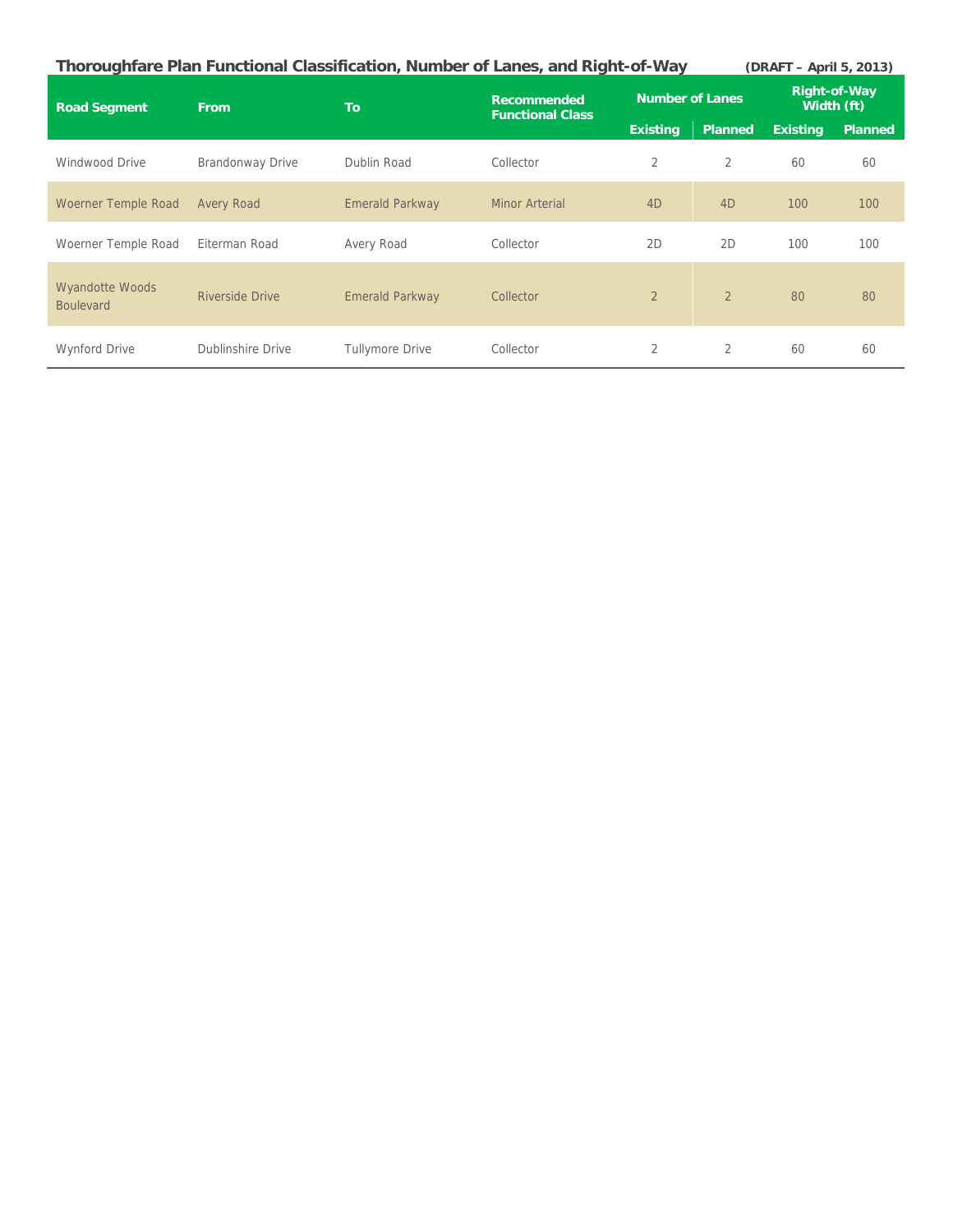## Thoroughfare Plan Functional Classification, Number of Lanes, and Right-of-Way (DRAFT – April 5, 2013)

| Road Segment | From | To | Recommended Functional Class | Number of Lanes | | Right-of-Way Width (ft) | |
|---|---|---|---|---|---|---|---|
| | | | | Existing | Planned | Existing | Planned |
| Windwood Drive | Brandonway Drive | Dublin Road | Collector | 2 | 2 | 60 | 60 |
| Woerner Temple Road | Avery Road | Emerald Parkway | Minor Arterial | 4D | 4D | 100 | 100 |
| Woerner Temple Road | Eiterman Road | Avery Road | Collector | 2D | 2D | 100 | 100 |
| Wyandotte Woods Boulevard | Riverside Drive | Emerald Parkway | Collector | 2 | 2 | 80 | 80 |
| Wynford Drive | Dublinshire Drive | Tullymore Drive | Collector | 2 | 2 | 60 | 60 |